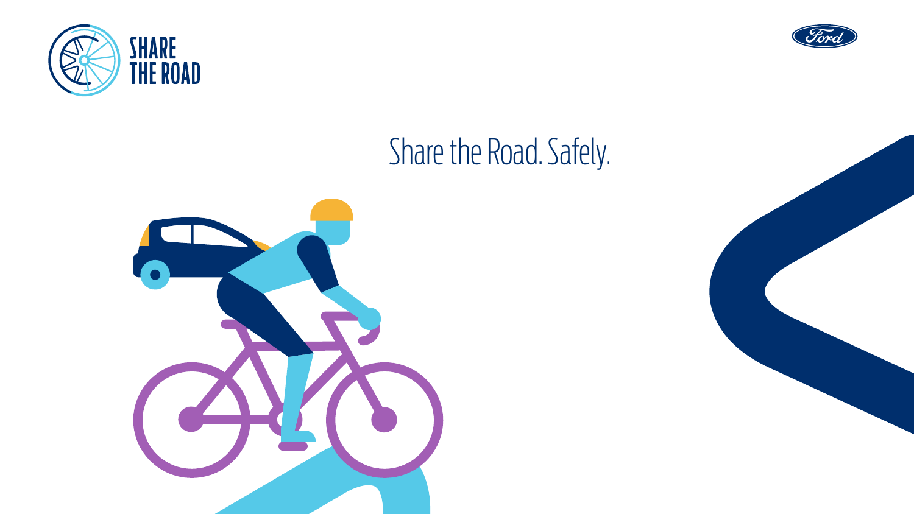SHARE THE ROAD

# Share the Road. Safely.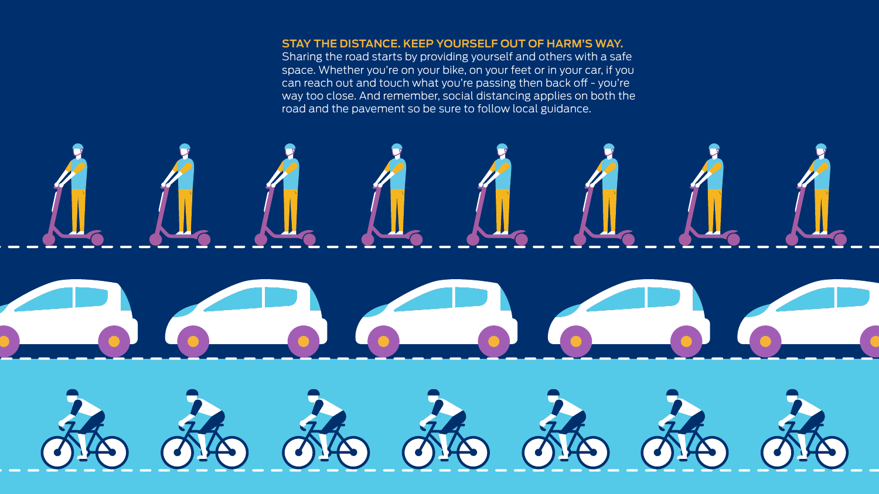## STAY THE DISTANCE. KEEP YOURSELF OUT OF HARM'S WAY.

Sharing the road starts by providing yourself and others with a safe space. Whether you're on your bike, on your feet or in your car, if you can reach out and touch what you're passing then back off - you're way too close. And remember, social distancing applies on both the road and the pavement so be sure to follow local guidance.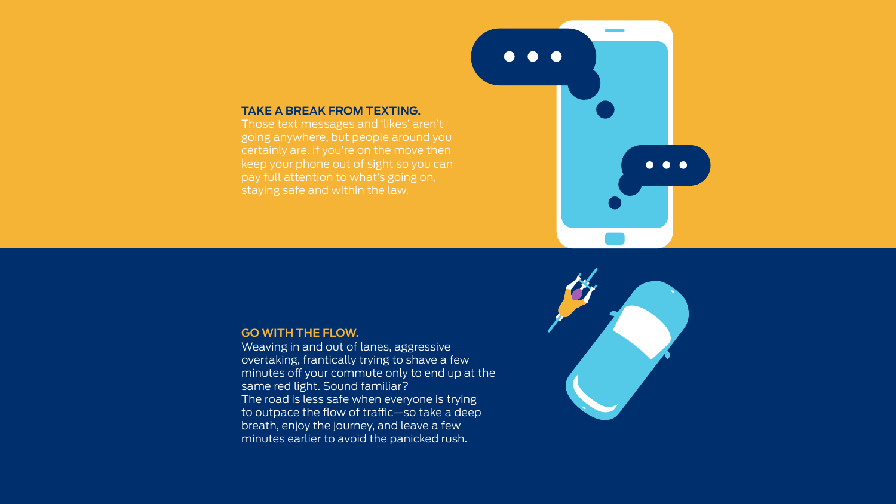## TAKE A BREAK FROM TEXTING.

Those text messages and 'likes' aren't going anywhere, but people around you certainly are. If you're on the move then keep your phone out of sight so you can pay full attention to what's going on, staying safe and within the law.

## GO WITH THE FLOW.

Weaving in and out of lanes, aggressive overtaking, frantically trying to shave a few minutes off your commute only to end up at the same red light. Sound familiar?
The road is less safe when everyone is trying to outpace the flow of traffic—so take a deep breath, enjoy the journey, and leave a few minutes earlier to avoid the panicked rush.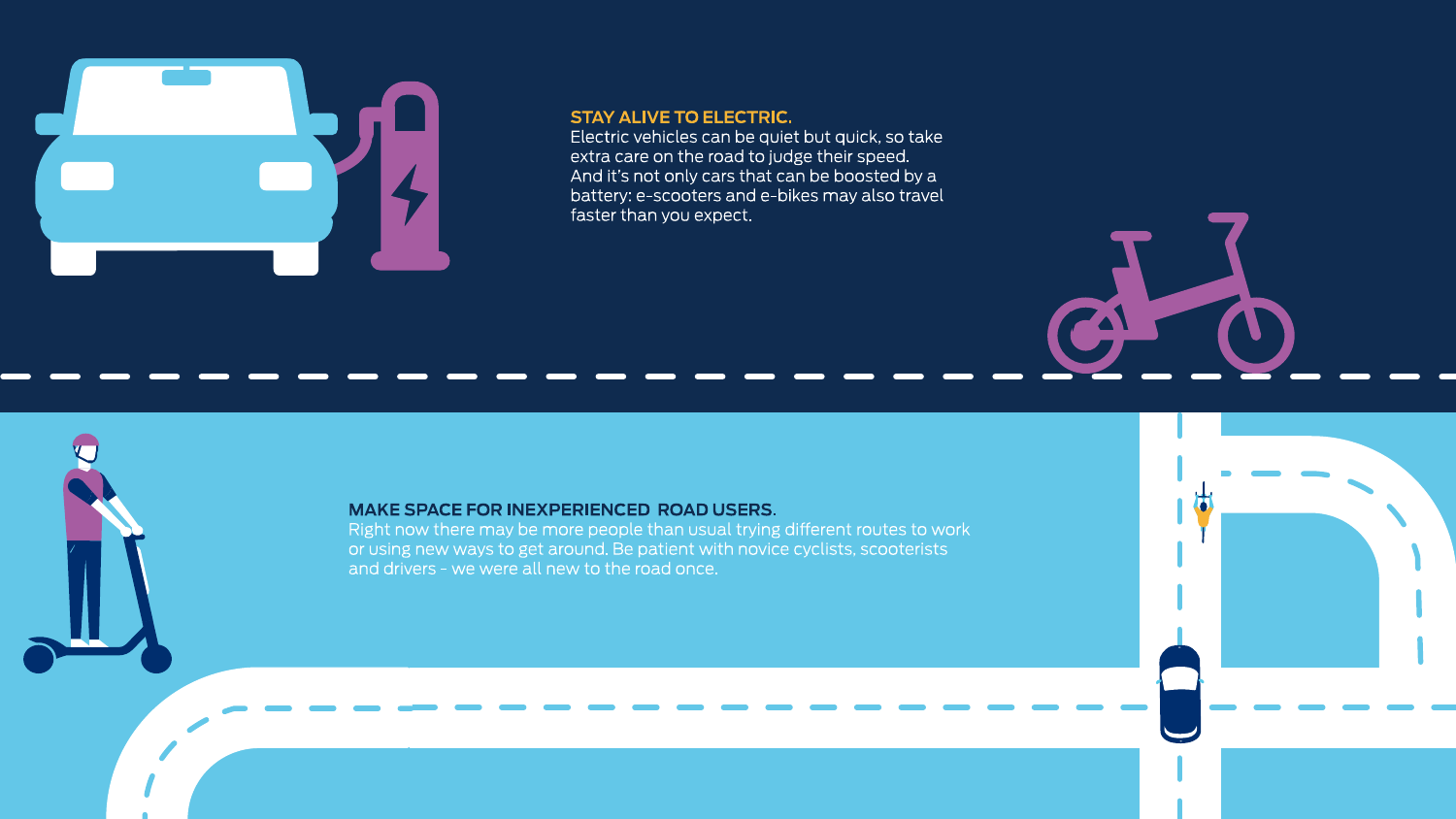## STAY ALIVE TO ELECTRIC.

Electric vehicles can be quiet but quick, so take extra care on the road to judge their speed. And it's not only cars that can be boosted by a battery: e-scooters and e-bikes may also travel faster than you expect.

## MAKE SPACE FOR INEXPERIENCED ROAD USERS.

Right now there may be more people than usual trying different routes to work or using new ways to get around. Be patient with novice cyclists, scooterists and drivers – we were all new to the road once.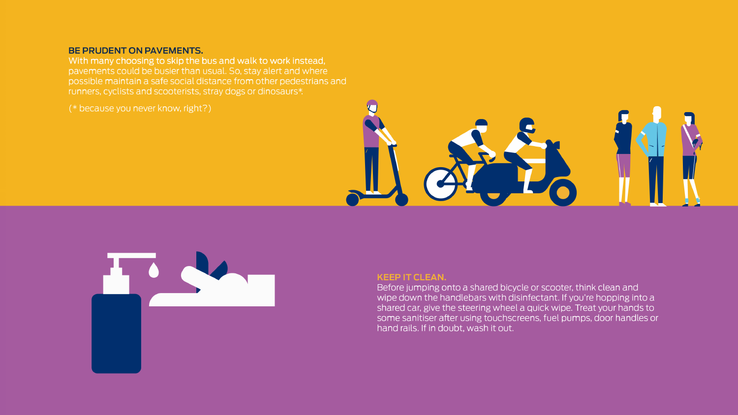## BE PRUDENT ON PAVEMENTS.

With many choosing to skip the bus and walk to work instead, pavements could be busier than usual. So, stay alert and where possible maintain a safe social distance from other pedestrians and runners, cyclists and scooterists, stray dogs or dinosaurs*.

(* because you never know, right?)

## KEEP IT CLEAN.

Before jumping onto a shared bicycle or scooter, think clean and wipe down the handlebars with disinfectant. If you're hopping into a shared car, give the steering wheel a quick wipe. Treat your hands to some sanitiser after using touchscreens, fuel pumps, door handles or hand rails. If in doubt, wash it out.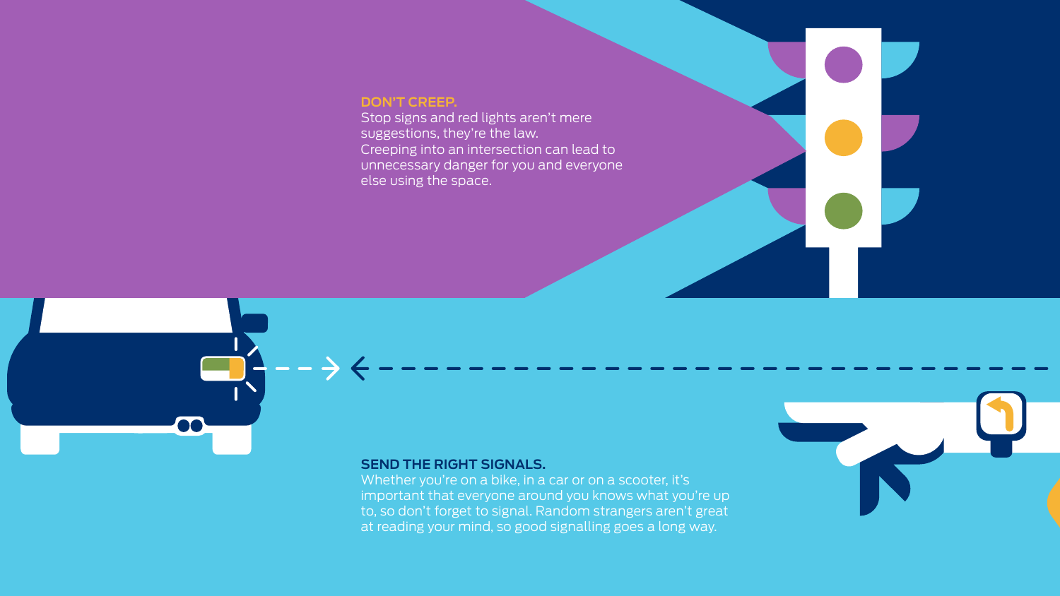## DON'T CREEP.

Stop signs and red lights aren't mere suggestions, they're the law.
Creeping into an intersection can lead to unnecessary danger for you and everyone else using the space.

## SEND THE RIGHT SIGNALS.

Whether you're on a bike, in a car or on a scooter, it's important that everyone around you knows what you're up to, so don't forget to signal. Random strangers aren't great at reading your mind, so good signalling goes a long way.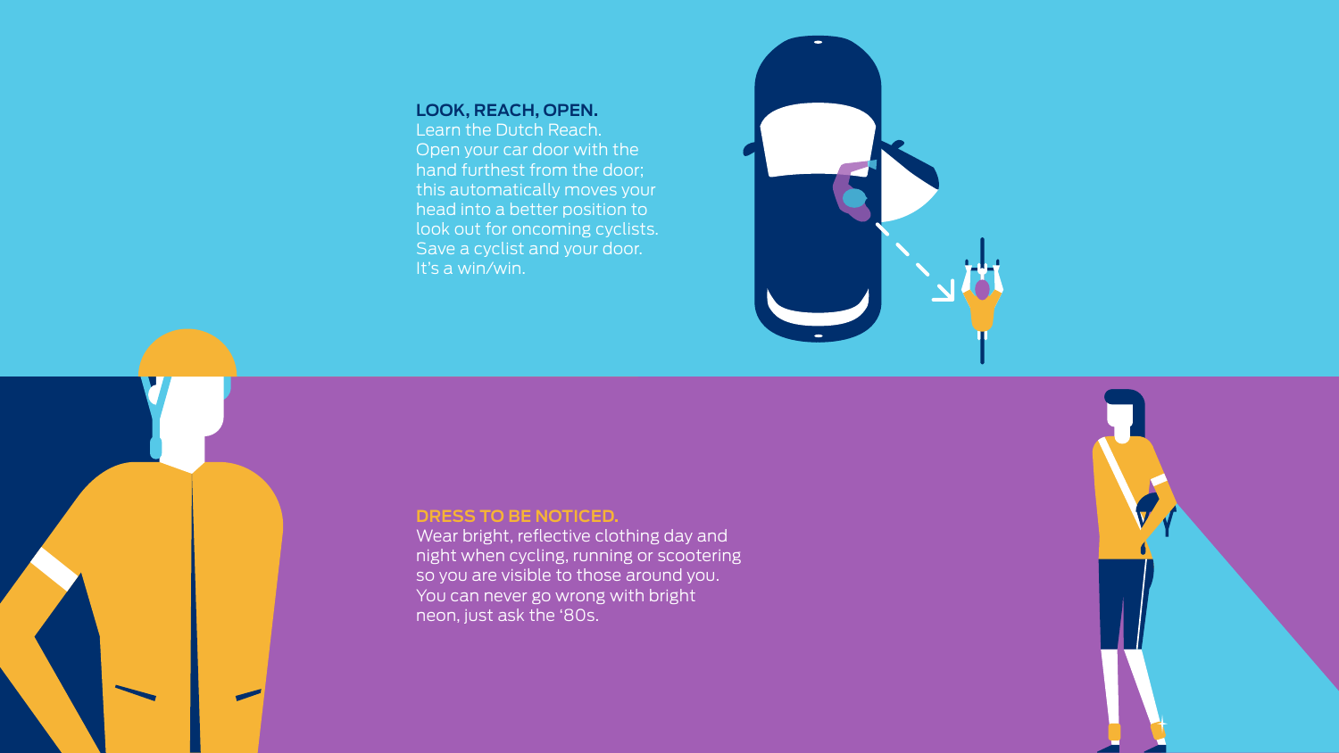**LOOK, REACH, OPEN.**
Learn the Dutch Reach.
Open your car door with the hand furthest from the door; this automatically moves your head into a better position to look out for oncoming cyclists. Save a cyclist and your door. It's a win/win.

**DRESS TO BE NOTICED.**
Wear bright, reflective clothing day and night when cycling, running or scootering so you are visible to those around you. You can never go wrong with bright neon, just ask the '80s.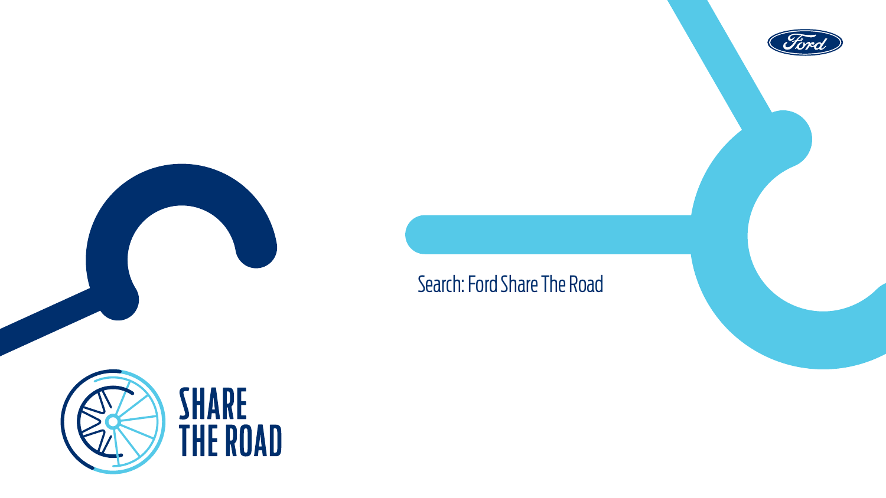Search: Ford Share The Road

SHARE THE ROAD